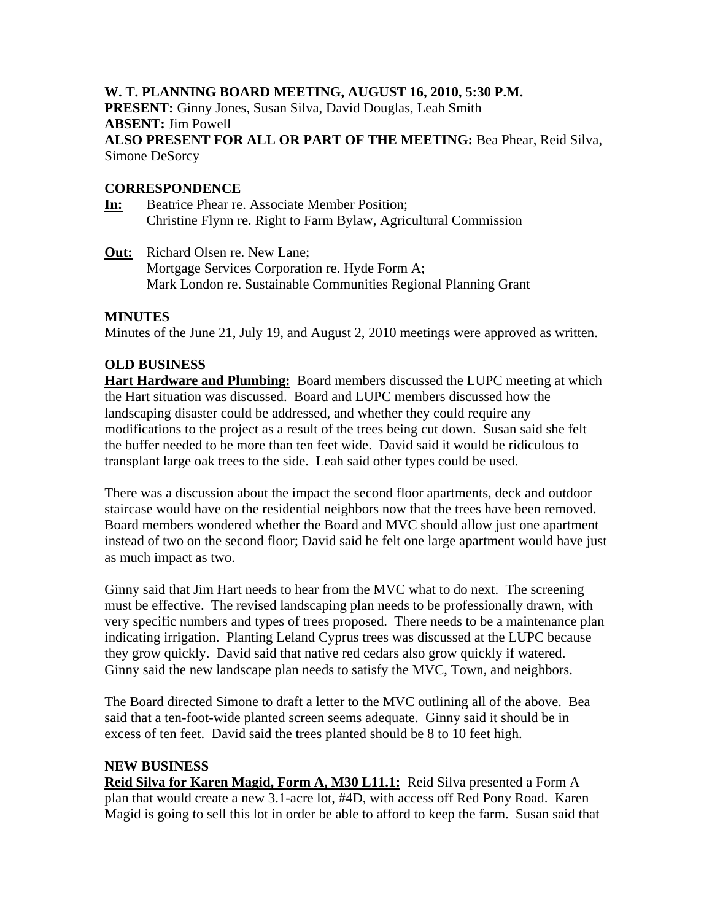**W. T. PLANNING BOARD MEETING, AUGUST 16, 2010, 5:30 P.M.**
**PRESENT:** Ginny Jones, Susan Silva, David Douglas, Leah Smith
**ABSENT:** Jim Powell
**ALSO PRESENT FOR ALL OR PART OF THE MEETING:** Bea Phear, Reid Silva, Simone DeSorcy

**CORRESPONDENCE**

**In:** Beatrice Phear re. Associate Member Position;
Christine Flynn re. Right to Farm Bylaw, Agricultural Commission

**Out:** Richard Olsen re. New Lane;
Mortgage Services Corporation re. Hyde Form A;
Mark London re. Sustainable Communities Regional Planning Grant

**MINUTES**

Minutes of the June 21, July 19, and August 2, 2010 meetings were approved as written.

**OLD BUSINESS**

**Hart Hardware and Plumbing:** Board members discussed the LUPC meeting at which the Hart situation was discussed. Board and LUPC members discussed how the landscaping disaster could be addressed, and whether they could require any modifications to the project as a result of the trees being cut down. Susan said she felt the buffer needed to be more than ten feet wide. David said it would be ridiculous to transplant large oak trees to the side. Leah said other types could be used.

There was a discussion about the impact the second floor apartments, deck and outdoor staircase would have on the residential neighbors now that the trees have been removed. Board members wondered whether the Board and MVC should allow just one apartment instead of two on the second floor; David said he felt one large apartment would have just as much impact as two.

Ginny said that Jim Hart needs to hear from the MVC what to do next. The screening must be effective. The revised landscaping plan needs to be professionally drawn, with very specific numbers and types of trees proposed. There needs to be a maintenance plan indicating irrigation. Planting Leland Cyprus trees was discussed at the LUPC because they grow quickly. David said that native red cedars also grow quickly if watered. Ginny said the new landscape plan needs to satisfy the MVC, Town, and neighbors.

The Board directed Simone to draft a letter to the MVC outlining all of the above. Bea said that a ten-foot-wide planted screen seems adequate. Ginny said it should be in excess of ten feet. David said the trees planted should be 8 to 10 feet high.

**NEW BUSINESS**

**Reid Silva for Karen Magid, Form A, M30 L11.1:** Reid Silva presented a Form A plan that would create a new 3.1-acre lot, #4D, with access off Red Pony Road. Karen Magid is going to sell this lot in order be able to afford to keep the farm. Susan said that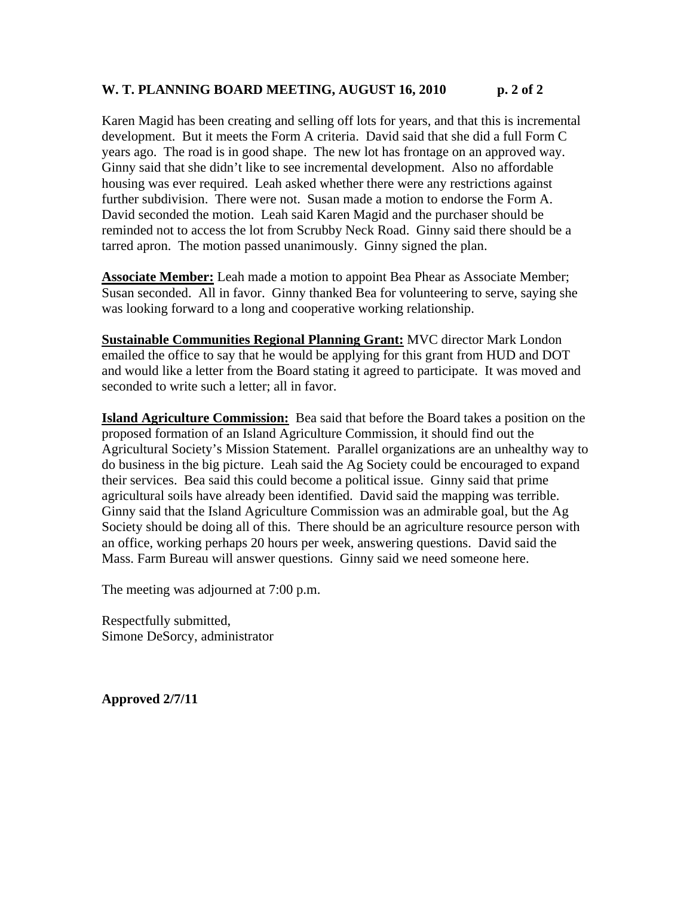Karen Magid has been creating and selling off lots for years, and that this is incremental development. But it meets the Form A criteria. David said that she did a full Form C years ago. The road is in good shape. The new lot has frontage on an approved way. Ginny said that she didn't like to see incremental development. Also no affordable housing was ever required. Leah asked whether there were any restrictions against further subdivision. There were not. Susan made a motion to endorse the Form A. David seconded the motion. Leah said Karen Magid and the purchaser should be reminded not to access the lot from Scrubby Neck Road. Ginny said there should be a tarred apron. The motion passed unanimously. Ginny signed the plan.

**Associate Member:** Leah made a motion to appoint Bea Phear as Associate Member; Susan seconded. All in favor. Ginny thanked Bea for volunteering to serve, saying she was looking forward to a long and cooperative working relationship.

**Sustainable Communities Regional Planning Grant:** MVC director Mark London emailed the office to say that he would be applying for this grant from HUD and DOT and would like a letter from the Board stating it agreed to participate. It was moved and seconded to write such a letter; all in favor.

**Island Agriculture Commission:** Bea said that before the Board takes a position on the proposed formation of an Island Agriculture Commission, it should find out the Agricultural Society's Mission Statement. Parallel organizations are an unhealthy way to do business in the big picture. Leah said the Ag Society could be encouraged to expand their services. Bea said this could become a political issue. Ginny said that prime agricultural soils have already been identified. David said the mapping was terrible. Ginny said that the Island Agriculture Commission was an admirable goal, but the Ag Society should be doing all of this. There should be an agriculture resource person with an office, working perhaps 20 hours per week, answering questions. David said the Mass. Farm Bureau will answer questions. Ginny said we need someone here.

The meeting was adjourned at 7:00 p.m.

Respectfully submitted,
Simone DeSorcy, administrator

**Approved 2/7/11**